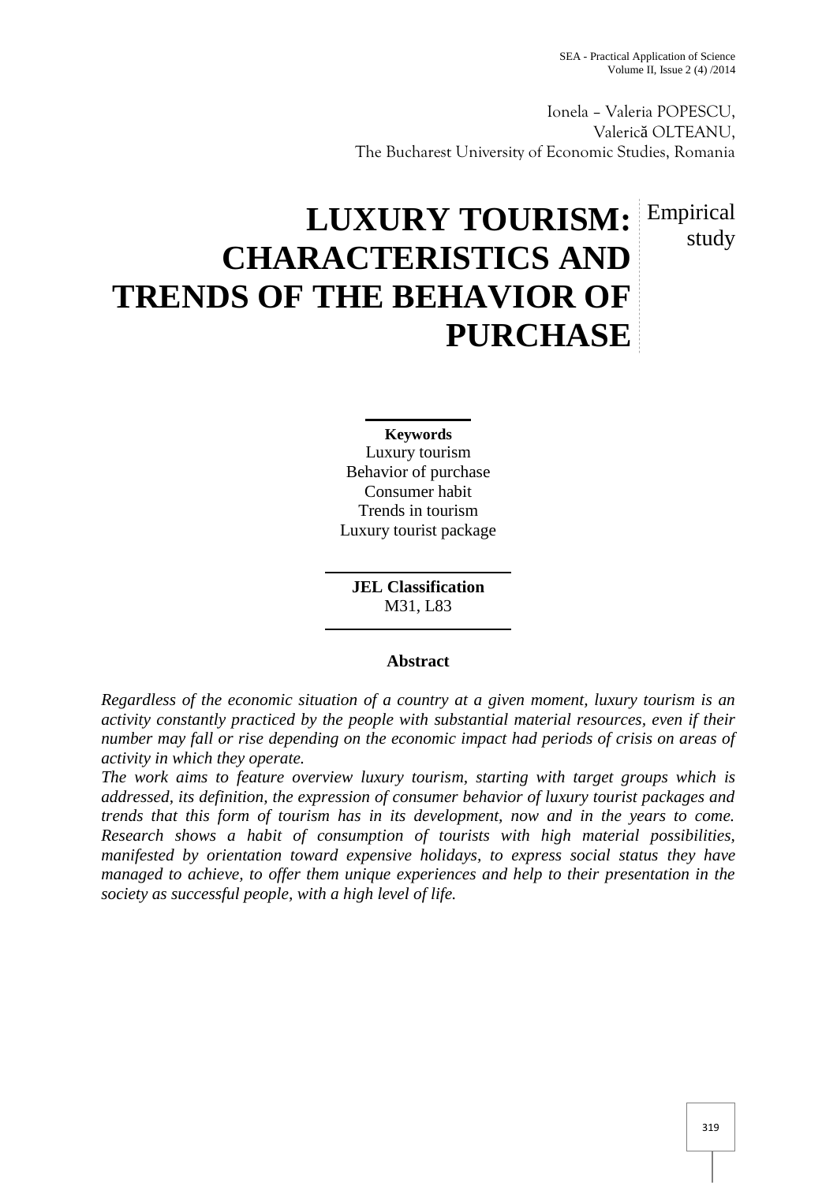Ionela – Valeria POPESCU,
Valerică OLTEANU,
The Bucharest University of Economic Studies, Romania

# LUXURY TOURISM: CHARACTERISTICS AND TRENDS OF THE BEHAVIOR OF PURCHASE

Empirical study

**Keywords**
Luxury tourism
Behavior of purchase
Consumer habit
Trends in tourism
Luxury tourist package

**JEL Classification**
M31, L83

**Abstract**

*Regardless of the economic situation of a country at a given moment, luxury tourism is an activity constantly practiced by the people with substantial material resources, even if their number may fall or rise depending on the economic impact had periods of crisis on areas of activity in which they operate.*

*The work aims to feature overview luxury tourism, starting with target groups which is addressed, its definition, the expression of consumer behavior of luxury tourist packages and trends that this form of tourism has in its development, now and in the years to come. Research shows a habit of consumption of tourists with high material possibilities, manifested by orientation toward expensive holidays, to express social status they have managed to achieve, to offer them unique experiences and help to their presentation in the society as successful people, with a high level of life.*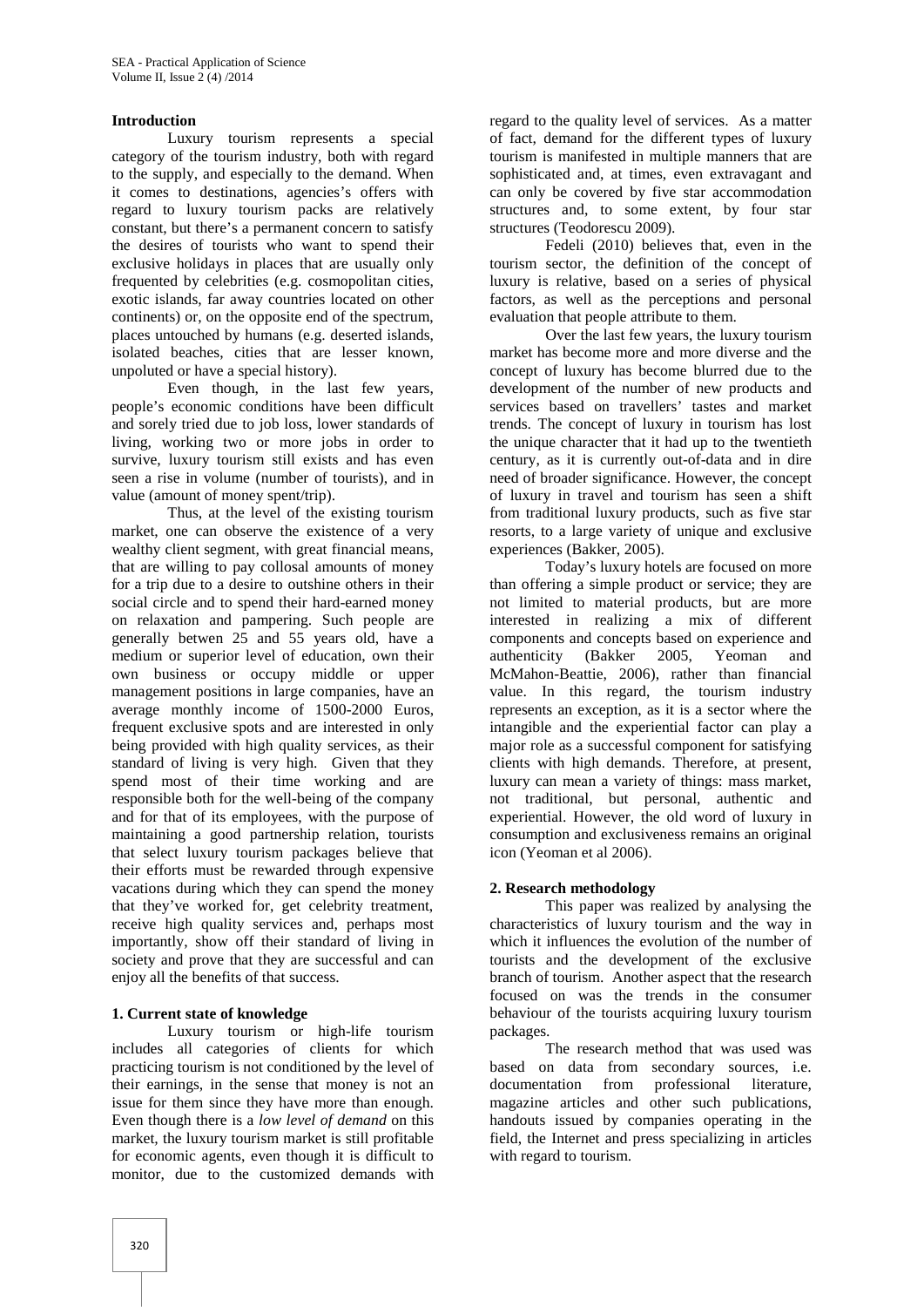## Introduction

Luxury tourism represents a special category of the tourism industry, both with regard to the supply, and especially to the demand. When it comes to destinations, agencies's offers with regard to luxury tourism packs are relatively constant, but there's a permanent concern to satisfy the desires of tourists who want to spend their exclusive holidays in places that are usually only frequented by celebrities (e.g. cosmopolitan cities, exotic islands, far away countries located on other continents) or, on the opposite end of the spectrum, places untouched by humans (e.g. deserted islands, isolated beaches, cities that are lesser known, unpoluted or have a special history).

Even though, in the last few years, people's economic conditions have been difficult and sorely tried due to job loss, lower standards of living, working two or more jobs in order to survive, luxury tourism still exists and has even seen a rise in volume (number of tourists), and in value (amount of money spent/trip).

Thus, at the level of the existing tourism market, one can observe the existence of a very wealthy client segment, with great financial means, that are willing to pay collosal amounts of money for a trip due to a desire to outshine others in their social circle and to spend their hard-earned money on relaxation and pampering. Such people are generally betwen 25 and 55 years old, have a medium or superior level of education, own their own business or occupy middle or upper management positions in large companies, have an average monthly income of 1500-2000 Euros, frequent exclusive spots and are interested in only being provided with high quality services, as their standard of living is very high. Given that they spend most of their time working and are responsible both for the well-being of the company and for that of its employees, with the purpose of maintaining a good partnership relation, tourists that select luxury tourism packages believe that their efforts must be rewarded through expensive vacations during which they can spend the money that they've worked for, get celebrity treatment, receive high quality services and, perhaps most importantly, show off their standard of living in society and prove that they are successful and can enjoy all the benefits of that success.

## 1. Current state of knowledge

Luxury tourism or high-life tourism includes all categories of clients for which practicing tourism is not conditioned by the level of their earnings, in the sense that money is not an issue for them since they have more than enough. Even though there is a *low level of demand* on this market, the luxury tourism market is still profitable for economic agents, even though it is difficult to monitor, due to the customized demands with regard to the quality level of services. As a matter of fact, demand for the different types of luxury tourism is manifested in multiple manners that are sophisticated and, at times, even extravagant and can only be covered by five star accommodation structures and, to some extent, by four star structures (Teodorescu 2009).

Fedeli (2010) believes that, even in the tourism sector, the definition of the concept of luxury is relative, based on a series of physical factors, as well as the perceptions and personal evaluation that people attribute to them.

Over the last few years, the luxury tourism market has become more and more diverse and the concept of luxury has become blurred due to the development of the number of new products and services based on travellers' tastes and market trends. The concept of luxury in tourism has lost the unique character that it had up to the twentieth century, as it is currently out-of-data and in dire need of broader significance. However, the concept of luxury in travel and tourism has seen a shift from traditional luxury products, such as five star resorts, to a large variety of unique and exclusive experiences (Bakker, 2005).

Today's luxury hotels are focused on more than offering a simple product or service; they are not limited to material products, but are more interested in realizing a mix of different components and concepts based on experience and authenticity (Bakker 2005, Yeoman and McMahon-Beattie, 2006), rather than financial value. In this regard, the tourism industry represents an exception, as it is a sector where the intangible and the experiential factor can play a major role as a successful component for satisfying clients with high demands. Therefore, at present, luxury can mean a variety of things: mass market, not traditional, but personal, authentic and experiential. However, the old word of luxury in consumption and exclusiveness remains an original icon (Yeoman et al 2006).

## 2. Research methodology

This paper was realized by analysing the characteristics of luxury tourism and the way in which it influences the evolution of the number of tourists and the development of the exclusive branch of tourism. Another aspect that the research focused on was the trends in the consumer behaviour of the tourists acquiring luxury tourism packages.

The research method that was used was based on data from secondary sources, i.e. documentation from professional literature, magazine articles and other such publications, handouts issued by companies operating in the field, the Internet and press specializing in articles with regard to tourism.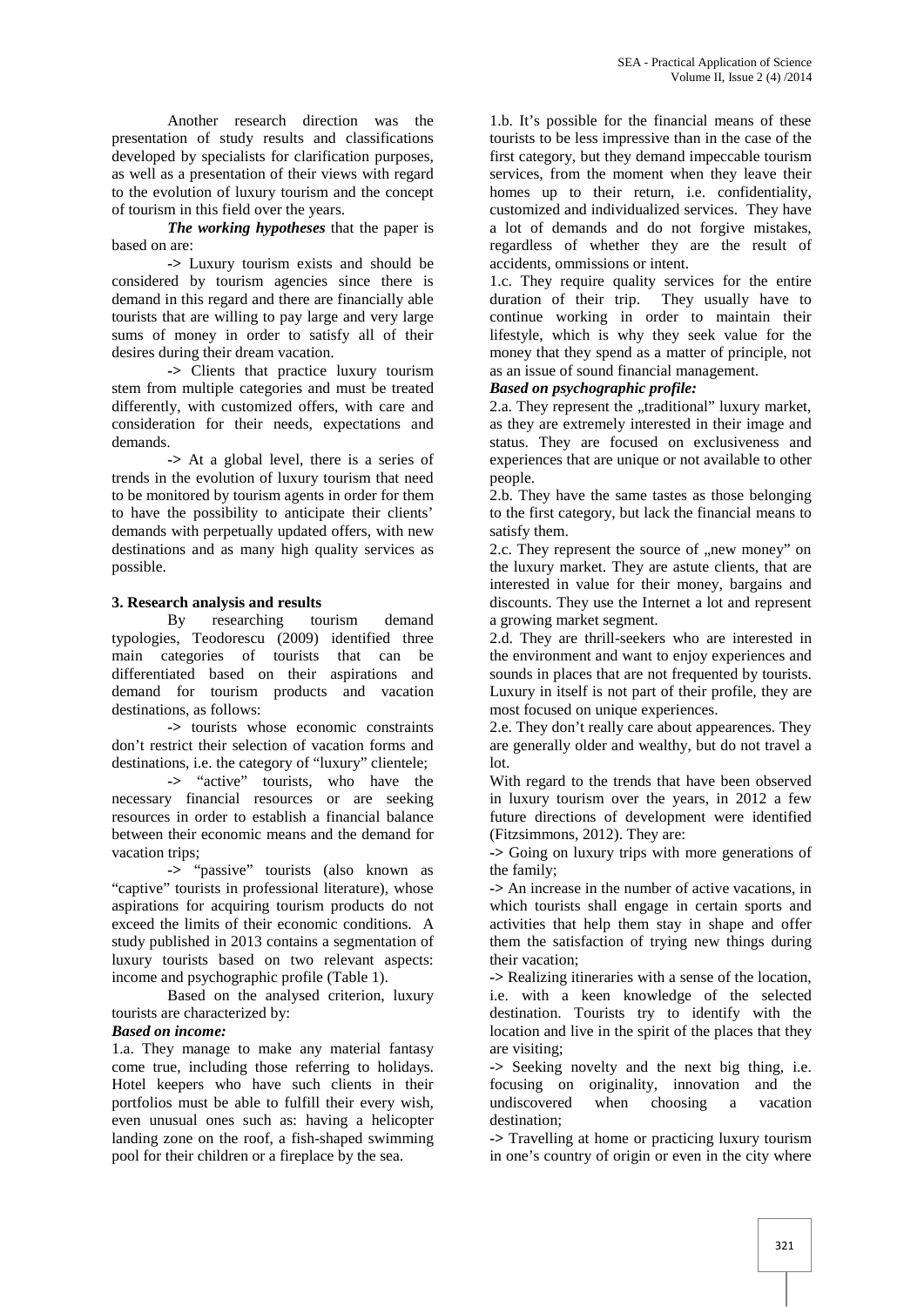Another research direction was the presentation of study results and classifications developed by specialists for clarification purposes, as well as a presentation of their views with regard to the evolution of luxury tourism and the concept of tourism in this field over the years.

***The working hypotheses*** that the paper is based on are:

-> Luxury tourism exists and should be considered by tourism agencies since there is demand in this regard and there are financially able tourists that are willing to pay large and very large sums of money in order to satisfy all of their desires during their dream vacation.

-> Clients that practice luxury tourism stem from multiple categories and must be treated differently, with customized offers, with care and consideration for their needs, expectations and demands.

-> At a global level, there is a series of trends in the evolution of luxury tourism that need to be monitored by tourism agents in order for them to have the possibility to anticipate their clients' demands with perpetually updated offers, with new destinations and as many high quality services as possible.

## 3. Research analysis and results

By researching tourism demand typologies, Teodorescu (2009) identified three main categories of tourists that can be differentiated based on their aspirations and demand for tourism products and vacation destinations, as follows:

-> tourists whose economic constraints don't restrict their selection of vacation forms and destinations, i.e. the category of "luxury" clientele;

-> "active" tourists, who have the necessary financial resources or are seeking resources in order to establish a financial balance between their economic means and the demand for vacation trips;

-> "passive" tourists (also known as "captive" tourists in professional literature), whose aspirations for acquiring tourism products do not exceed the limits of their economic conditions. A study published in 2013 contains a segmentation of luxury tourists based on two relevant aspects: income and psychographic profile (Table 1).

Based on the analysed criterion, luxury tourists are characterized by:

***Based on income:***

1.a. They manage to make any material fantasy come true, including those referring to holidays. Hotel keepers who have such clients in their portfolios must be able to fulfill their every wish, even unusual ones such as: having a helicopter landing zone on the roof, a fish-shaped swimming pool for their children or a fireplace by the sea.

1.b. It's possible for the financial means of these tourists to be less impressive than in the case of the first category, but they demand impeccable tourism services, from the moment when they leave their homes up to their return, i.e. confidentiality, customized and individualized services. They have a lot of demands and do not forgive mistakes, regardless of whether they are the result of accidents, ommissions or intent.

1.c. They require quality services for the entire duration of their trip. They usually have to continue working in order to maintain their lifestyle, which is why they seek value for the money that they spend as a matter of principle, not as an issue of sound financial management.

***Based on psychographic profile:***

2.a. They represent the „traditional" luxury market, as they are extremely interested in their image and status. They are focused on exclusiveness and experiences that are unique or not available to other people.

2.b. They have the same tastes as those belonging to the first category, but lack the financial means to satisfy them.

2.c. They represent the source of „new money" on the luxury market. They are astute clients, that are interested in value for their money, bargains and discounts. They use the Internet a lot and represent a growing market segment.

2.d. They are thrill-seekers who are interested in the environment and want to enjoy experiences and sounds in places that are not frequented by tourists. Luxury in itself is not part of their profile, they are most focused on unique experiences.

2.e. They don't really care about appearences. They are generally older and wealthy, but do not travel a lot.

With regard to the trends that have been observed in luxury tourism over the years, in 2012 a few future directions of development were identified (Fitzsimmons, 2012). They are:

-> Going on luxury trips with more generations of the family;

-> An increase in the number of active vacations, in which tourists shall engage in certain sports and activities that help them stay in shape and offer them the satisfaction of trying new things during their vacation;

-> Realizing itineraries with a sense of the location, i.e. with a keen knowledge of the selected destination. Tourists try to identify with the location and live in the spirit of the places that they are visiting;

-> Seeking novelty and the next big thing, i.e. focusing on originality, innovation and the undiscovered when choosing a vacation destination;

-> Travelling at home or practicing luxury tourism in one's country of origin or even in the city where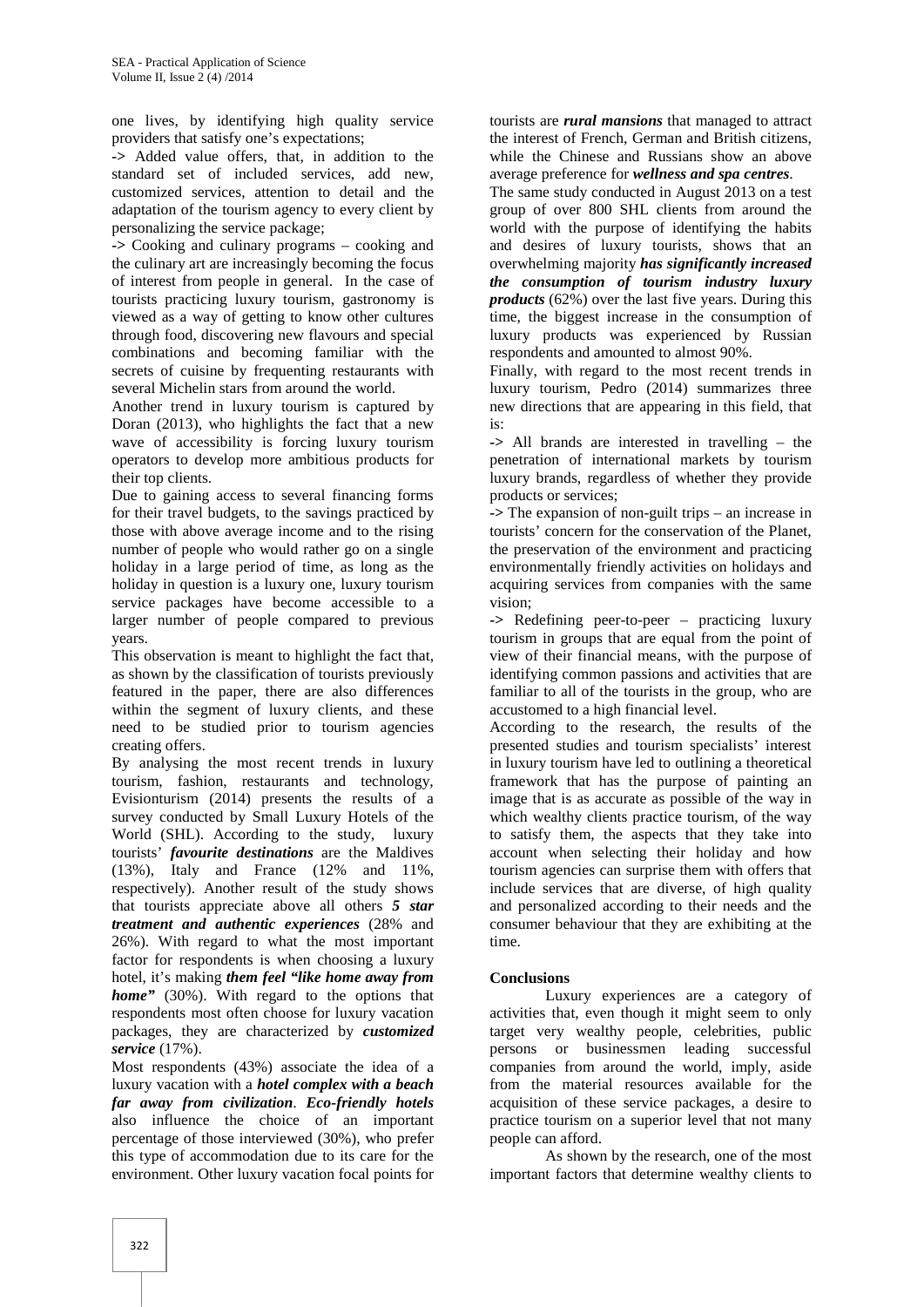one lives, by identifying high quality service providers that satisfy one's expectations;

-> Added value offers, that, in addition to the standard set of included services, add new, customized services, attention to detail and the adaptation of the tourism agency to every client by personalizing the service package;

-> Cooking and culinary programs – cooking and the culinary art are increasingly becoming the focus of interest from people in general. In the case of tourists practicing luxury tourism, gastronomy is viewed as a way of getting to know other cultures through food, discovering new flavours and special combinations and becoming familiar with the secrets of cuisine by frequenting restaurants with several Michelin stars from around the world.

Another trend in luxury tourism is captured by Doran (2013), who highlights the fact that a new wave of accessibility is forcing luxury tourism operators to develop more ambitious products for their top clients.

Due to gaining access to several financing forms for their travel budgets, to the savings practiced by those with above average income and to the rising number of people who would rather go on a single holiday in a large period of time, as long as the holiday in question is a luxury one, luxury tourism service packages have become accessible to a larger number of people compared to previous years.

This observation is meant to highlight the fact that, as shown by the classification of tourists previously featured in the paper, there are also differences within the segment of luxury clients, and these need to be studied prior to tourism agencies creating offers.

By analysing the most recent trends in luxury tourism, fashion, restaurants and technology, Evisionturism (2014) presents the results of a survey conducted by Small Luxury Hotels of the World (SHL). According to the study, luxury tourists' ***favourite destinations*** are the Maldives (13%), Italy and France (12% and 11%, respectively). Another result of the study shows that tourists appreciate above all others ***5 star treatment and authentic experiences*** (28% and 26%). With regard to what the most important factor for respondents is when choosing a luxury hotel, it's making ***them feel "like home away from home"*** (30%). With regard to the options that respondents most often choose for luxury vacation packages, they are characterized by ***customized service*** (17%).

Most respondents (43%) associate the idea of a luxury vacation with a ***hotel complex with a beach far away from civilization***. ***Eco-friendly hotels*** also influence the choice of an important percentage of those interviewed (30%), who prefer this type of accommodation due to its care for the environment. Other luxury vacation focal points for tourists are ***rural mansions*** that managed to attract the interest of French, German and British citizens, while the Chinese and Russians show an above average preference for ***wellness and spa centres***.

The same study conducted in August 2013 on a test group of over 800 SHL clients from around the world with the purpose of identifying the habits and desires of luxury tourists, shows that an overwhelming majority ***has significantly increased the consumption of tourism industry luxury products*** (62%) over the last five years. During this time, the biggest increase in the consumption of luxury products was experienced by Russian respondents and amounted to almost 90%.

Finally, with regard to the most recent trends in luxury tourism, Pedro (2014) summarizes three new directions that are appearing in this field, that is:

-> All brands are interested in travelling – the penetration of international markets by tourism luxury brands, regardless of whether they provide products or services;

-> The expansion of non-guilt trips – an increase in tourists' concern for the conservation of the Planet, the preservation of the environment and practicing environmentally friendly activities on holidays and acquiring services from companies with the same vision;

-> Redefining peer-to-peer – practicing luxury tourism in groups that are equal from the point of view of their financial means, with the purpose of identifying common passions and activities that are familiar to all of the tourists in the group, who are accustomed to a high financial level.

According to the research, the results of the presented studies and tourism specialists' interest in luxury tourism have led to outlining a theoretical framework that has the purpose of painting an image that is as accurate as possible of the way in which wealthy clients practice tourism, of the way to satisfy them, the aspects that they take into account when selecting their holiday and how tourism agencies can surprise them with offers that include services that are diverse, of high quality and personalized according to their needs and the consumer behaviour that they are exhibiting at the time.

## Conclusions

Luxury experiences are a category of activities that, even though it might seem to only target very wealthy people, celebrities, public persons or businessmen leading successful companies from around the world, imply, aside from the material resources available for the acquisition of these service packages, a desire to practice tourism on a superior level that not many people can afford.

As shown by the research, one of the most important factors that determine wealthy clients to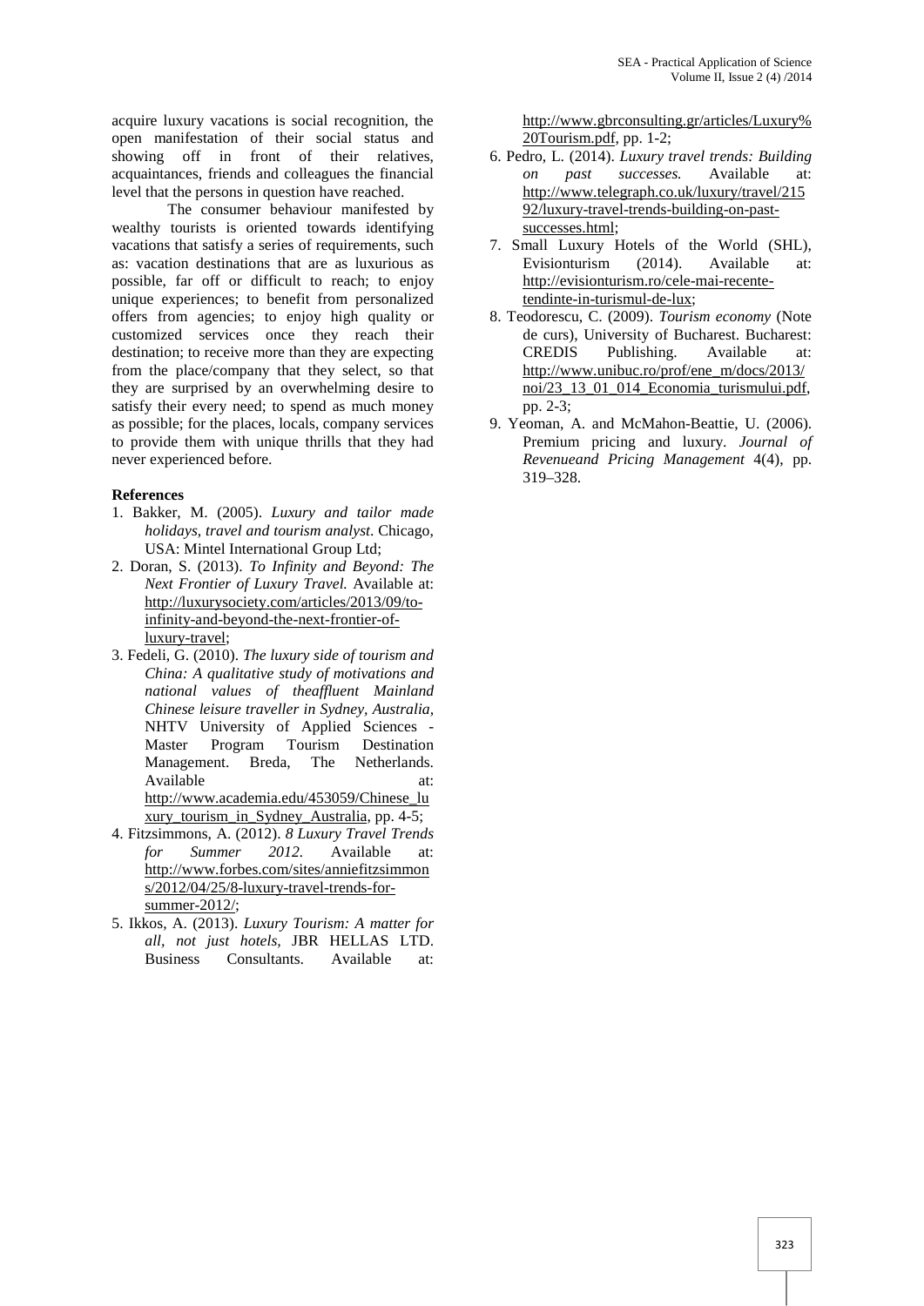acquire luxury vacations is social recognition, the open manifestation of their social status and showing off in front of their relatives, acquaintances, friends and colleagues the financial level that the persons in question have reached.

The consumer behaviour manifested by wealthy tourists is oriented towards identifying vacations that satisfy a series of requirements, such as: vacation destinations that are as luxurious as possible, far off or difficult to reach; to enjoy unique experiences; to benefit from personalized offers from agencies; to enjoy high quality or customized services once they reach their destination; to receive more than they are expecting from the place/company that they select, so that they are surprised by an overwhelming desire to satisfy their every need; to spend as much money as possible; for the places, locals, company services to provide them with unique thrills that they had never experienced before.

**References**

1. Bakker, M. (2005). *Luxury and tailor made holidays, travel and tourism analyst*. Chicago, USA: Mintel International Group Ltd;
2. Doran, S. (2013). *To Infinity and Beyond: The Next Frontier of Luxury Travel.* Available at: http://luxurysociety.com/articles/2013/09/to-infinity-and-beyond-the-next-frontier-of-luxury-travel;
3. Fedeli, G. (2010). *The luxury side of tourism and China: A qualitative study of motivations and national values of theaffluent Mainland Chinese leisure traveller in Sydney, Australia*, NHTV University of Applied Sciences - Master Program Tourism Destination Management. Breda, The Netherlands. Available at: http://www.academia.edu/453059/Chinese_luxury_tourism_in_Sydney_Australia, pp. 4-5;
4. Fitzsimmons, A. (2012). *8 Luxury Travel Trends for Summer 2012*. Available at: http://www.forbes.com/sites/anniefitzsimmons/2012/04/25/8-luxury-travel-trends-for-summer-2012/;
5. Ikkos, A. (2013). *Luxury Tourism: A matter for all, not just hotels*, JBR HELLAS LTD. Business Consultants. Available at: http://www.gbrconsulting.gr/articles/Luxury%20Tourism.pdf, pp. 1-2;
6. Pedro, L. (2014). *Luxury travel trends: Building on past successes.* Available at: http://www.telegraph.co.uk/luxury/travel/21592/luxury-travel-trends-building-on-past-successes.html;
7. Small Luxury Hotels of the World (SHL), Evisionturism (2014). Available at: http://evisionturism.ro/cele-mai-recente-tendinte-in-turismul-de-lux;
8. Teodorescu, C. (2009). *Tourism economy* (Note de curs), University of Bucharest. Bucharest: CREDIS Publishing. Available at: http://www.unibuc.ro/prof/ene_m/docs/2013/noi/23_13_01_014_Economia_turismului.pdf, pp. 2-3;
9. Yeoman, A. and McMahon-Beattie, U. (2006). Premium pricing and luxury. *Journal of Revenueand Pricing Management* 4(4), pp. 319–328.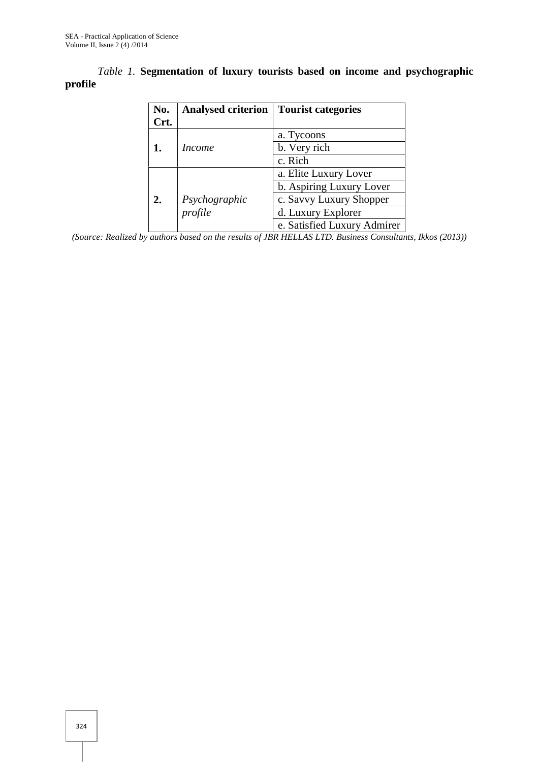*Table 1.* **Segmentation of luxury tourists based on income and psychographic profile**

| No. Crt. | Analysed criterion | Tourist categories |
|---|---|---|
| **1.** | *Income* | a. Tycoons |
| | | b. Very rich |
| | | c. Rich |
| **2.** | *Psychographic profile* | a. Elite Luxury Lover |
| | | b. Aspiring Luxury Lover |
| | | c. Savvy Luxury Shopper |
| | | d. Luxury Explorer |
| | | e. Satisfied Luxury Admirer |

*(Source: Realized by authors based on the results of JBR HELLAS LTD. Business Consultants, Ikkos (2013))*